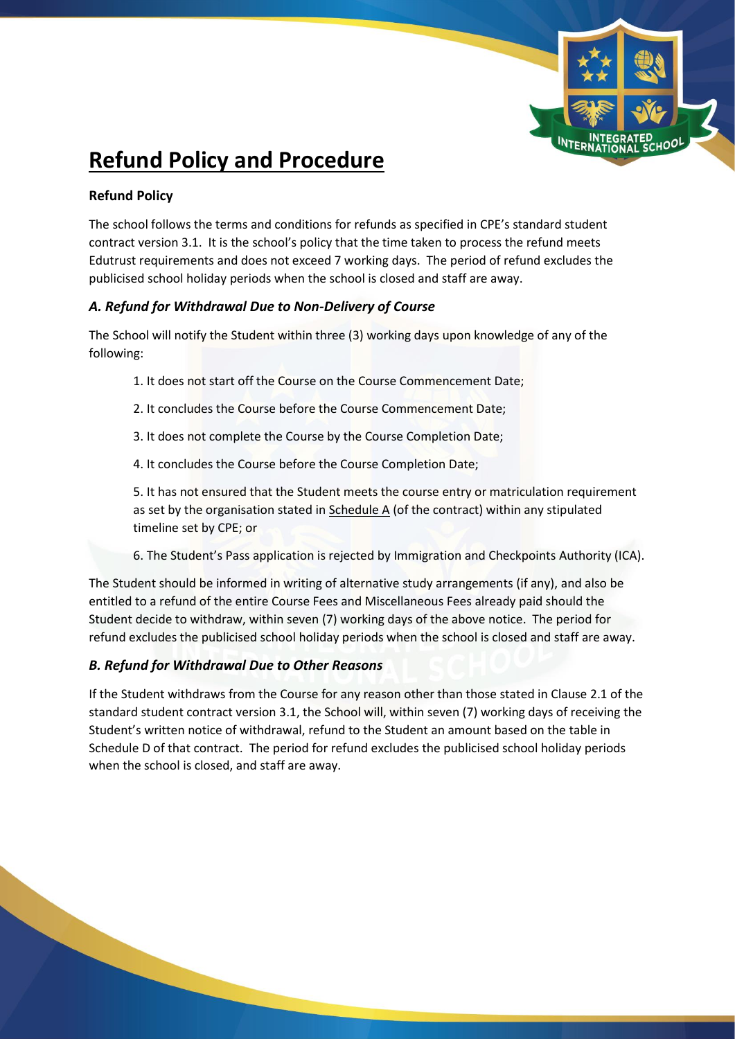# Refund Policy and Procedure

**Refund Policy**

The school follows the terms and conditions for refunds as specified in CPE's standard student contract version 3.1. It is the school's policy that the time taken to process the refund meets Edutrust requirements and does not exceed 7 working days. The period of refund excludes the publicised school holiday periods when the school is closed and staff are away.

### *A. Refund for Withdrawal Due to Non-Delivery of Course*

The School will notify the Student within three (3) working days upon knowledge of any of the following:

1. It does not start off the Course on the Course Commencement Date;
2. It concludes the Course before the Course Commencement Date;
3. It does not complete the Course by the Course Completion Date;
4. It concludes the Course before the Course Completion Date;
5. It has not ensured that the Student meets the course entry or matriculation requirement as set by the organisation stated in Schedule A (of the contract) within any stipulated timeline set by CPE; or
6. The Student's Pass application is rejected by Immigration and Checkpoints Authority (ICA).

The Student should be informed in writing of alternative study arrangements (if any), and also be entitled to a refund of the entire Course Fees and Miscellaneous Fees already paid should the Student decide to withdraw, within seven (7) working days of the above notice. The period for refund excludes the publicised school holiday periods when the school is closed and staff are away.

### *B. Refund for Withdrawal Due to Other Reasons*

If the Student withdraws from the Course for any reason other than those stated in Clause 2.1 of the standard student contract version 3.1, the School will, within seven (7) working days of receiving the Student's written notice of withdrawal, refund to the Student an amount based on the table in Schedule D of that contract. The period for refund excludes the publicised school holiday periods when the school is closed, and staff are away.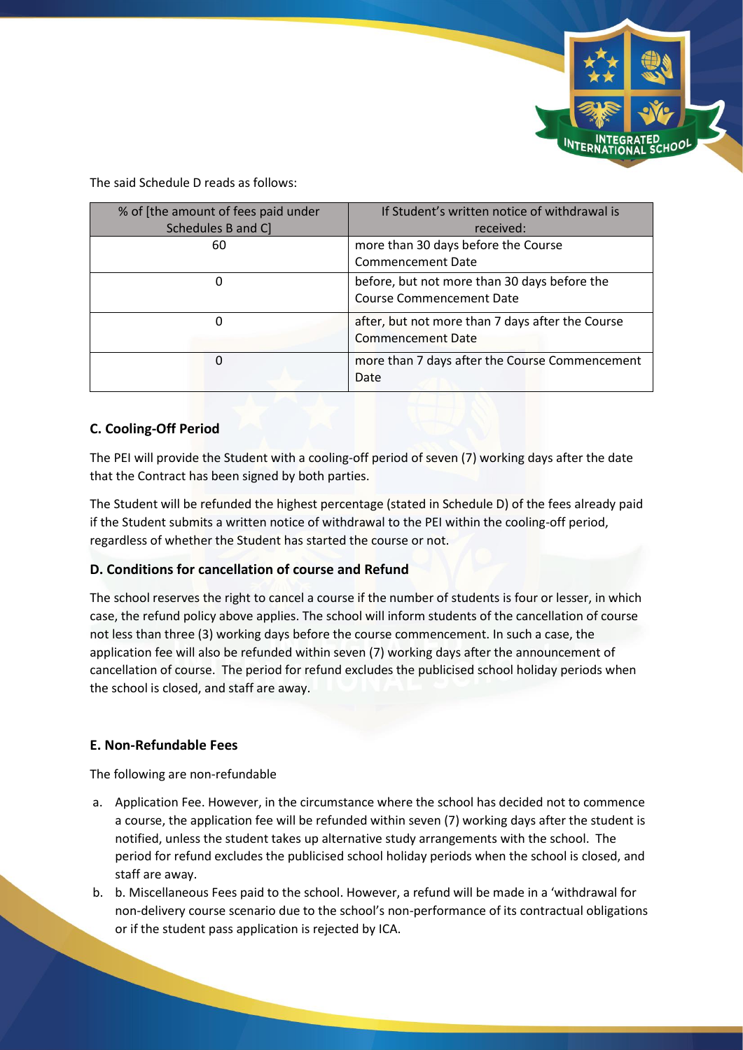The said Schedule D reads as follows:

| % of [the amount of fees paid under Schedules B and C] | If Student's written notice of withdrawal is received: |
| --- | --- |
| 60 | more than 30 days before the Course Commencement Date |
| 0 | before, but not more than 30 days before the Course Commencement Date |
| 0 | after, but not more than 7 days after the Course Commencement Date |
| 0 | more than 7 days after the Course Commencement Date |

### C. Cooling-Off Period

The PEI will provide the Student with a cooling-off period of seven (7) working days after the date that the Contract has been signed by both parties.

The Student will be refunded the highest percentage (stated in Schedule D) of the fees already paid if the Student submits a written notice of withdrawal to the PEI within the cooling-off period, regardless of whether the Student has started the course or not.

### D. Conditions for cancellation of course and Refund

The school reserves the right to cancel a course if the number of students is four or lesser, in which case, the refund policy above applies. The school will inform students of the cancellation of course not less than three (3) working days before the course commencement. In such a case, the application fee will also be refunded within seven (7) working days after the announcement of cancellation of course. The period for refund excludes the publicised school holiday periods when the school is closed, and staff are away.

### E. Non-Refundable Fees

The following are non-refundable

a. Application Fee. However, in the circumstance where the school has decided not to commence a course, the application fee will be refunded within seven (7) working days after the student is notified, unless the student takes up alternative study arrangements with the school. The period for refund excludes the publicised school holiday periods when the school is closed, and staff are away.
b. b. Miscellaneous Fees paid to the school. However, a refund will be made in a 'withdrawal for non-delivery course scenario due to the school's non-performance of its contractual obligations or if the student pass application is rejected by ICA.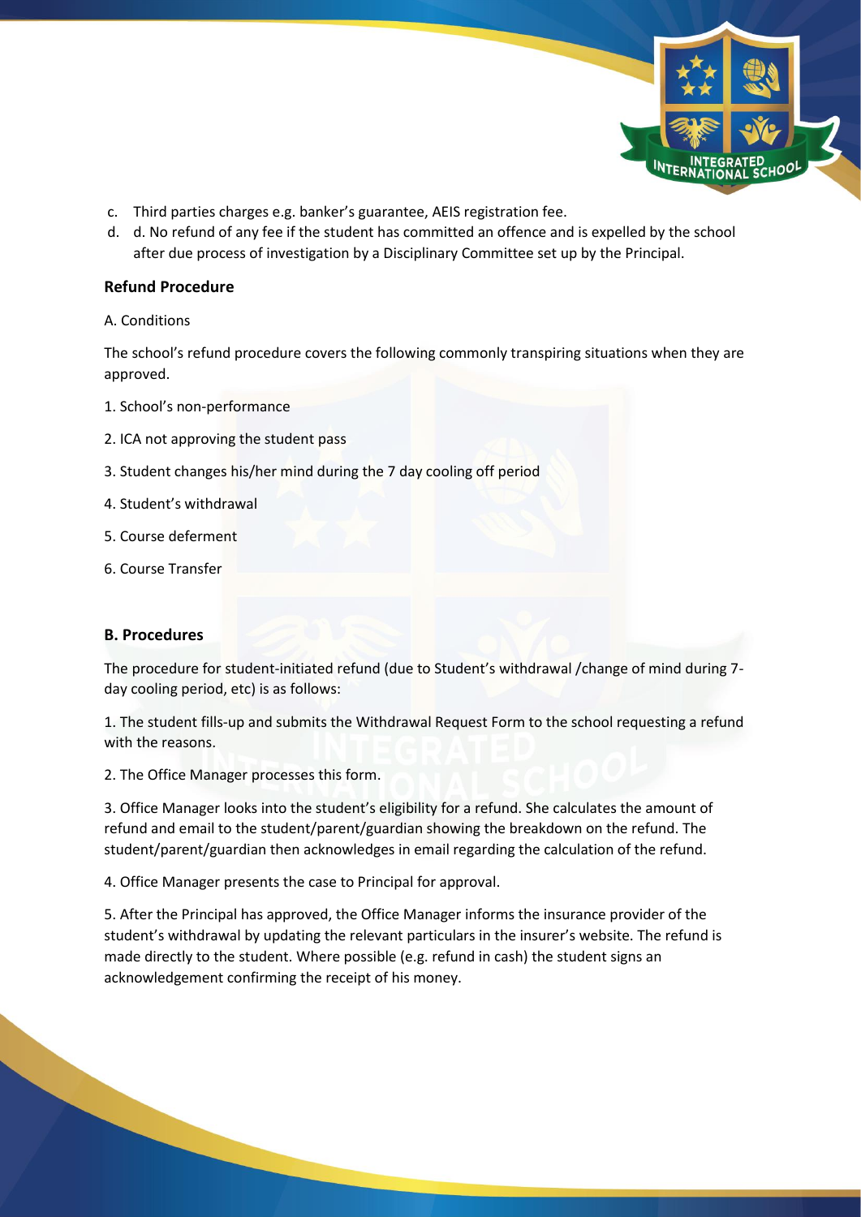c. Third parties charges e.g. banker's guarantee, AEIS registration fee.
d. d. No refund of any fee if the student has committed an offence and is expelled by the school after due process of investigation by a Disciplinary Committee set up by the Principal.

**Refund Procedure**

A. Conditions

The school's refund procedure covers the following commonly transpiring situations when they are approved.

1. School's non-performance
2. ICA not approving the student pass
3. Student changes his/her mind during the 7 day cooling off period
4. Student's withdrawal
5. Course deferment
6. Course Transfer

**B. Procedures**

The procedure for student-initiated refund (due to Student's withdrawal /change of mind during 7-day cooling period, etc) is as follows:

1. The student fills-up and submits the Withdrawal Request Form to the school requesting a refund with the reasons.

2. The Office Manager processes this form.

3. Office Manager looks into the student's eligibility for a refund. She calculates the amount of refund and email to the student/parent/guardian showing the breakdown on the refund. The student/parent/guardian then acknowledges in email regarding the calculation of the refund.

4. Office Manager presents the case to Principal for approval.

5. After the Principal has approved, the Office Manager informs the insurance provider of the student's withdrawal by updating the relevant particulars in the insurer's website. The refund is made directly to the student. Where possible (e.g. refund in cash) the student signs an acknowledgement confirming the receipt of his money.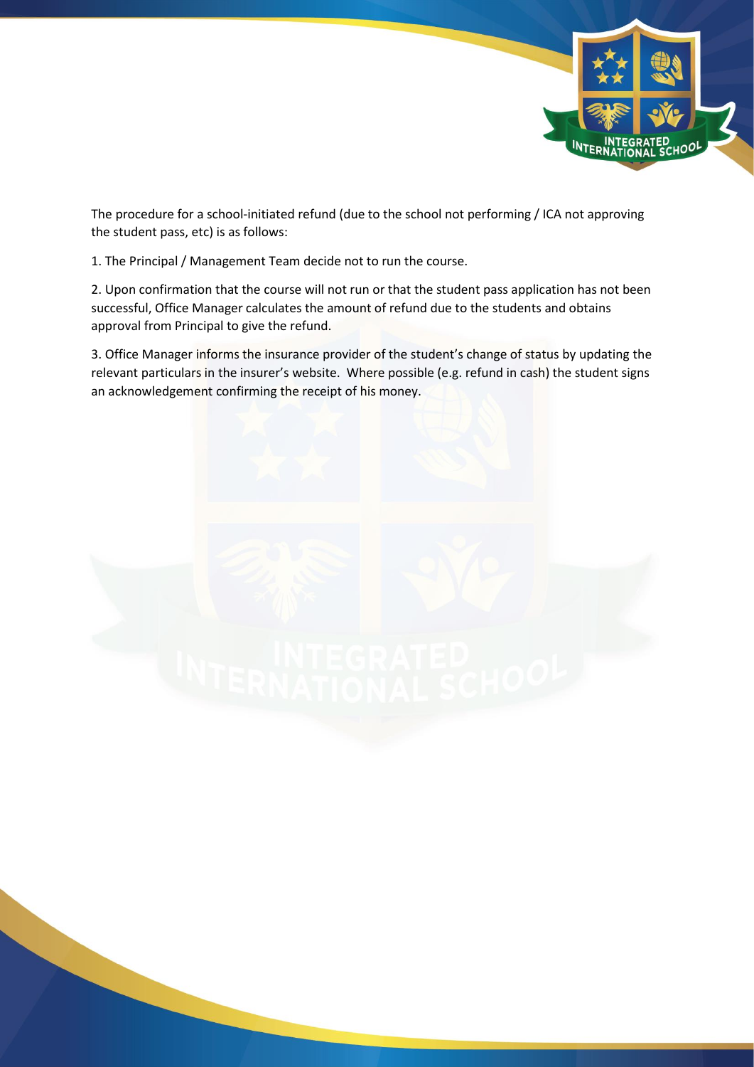The procedure for a school-initiated refund (due to the school not performing / ICA not approving the student pass, etc) is as follows:

1. The Principal / Management Team decide not to run the course.

2. Upon confirmation that the course will not run or that the student pass application has not been successful, Office Manager calculates the amount of refund due to the students and obtains approval from Principal to give the refund.

3. Office Manager informs the insurance provider of the student's change of status by updating the relevant particulars in the insurer's website. Where possible (e.g. refund in cash) the student signs an acknowledgement confirming the receipt of his money.